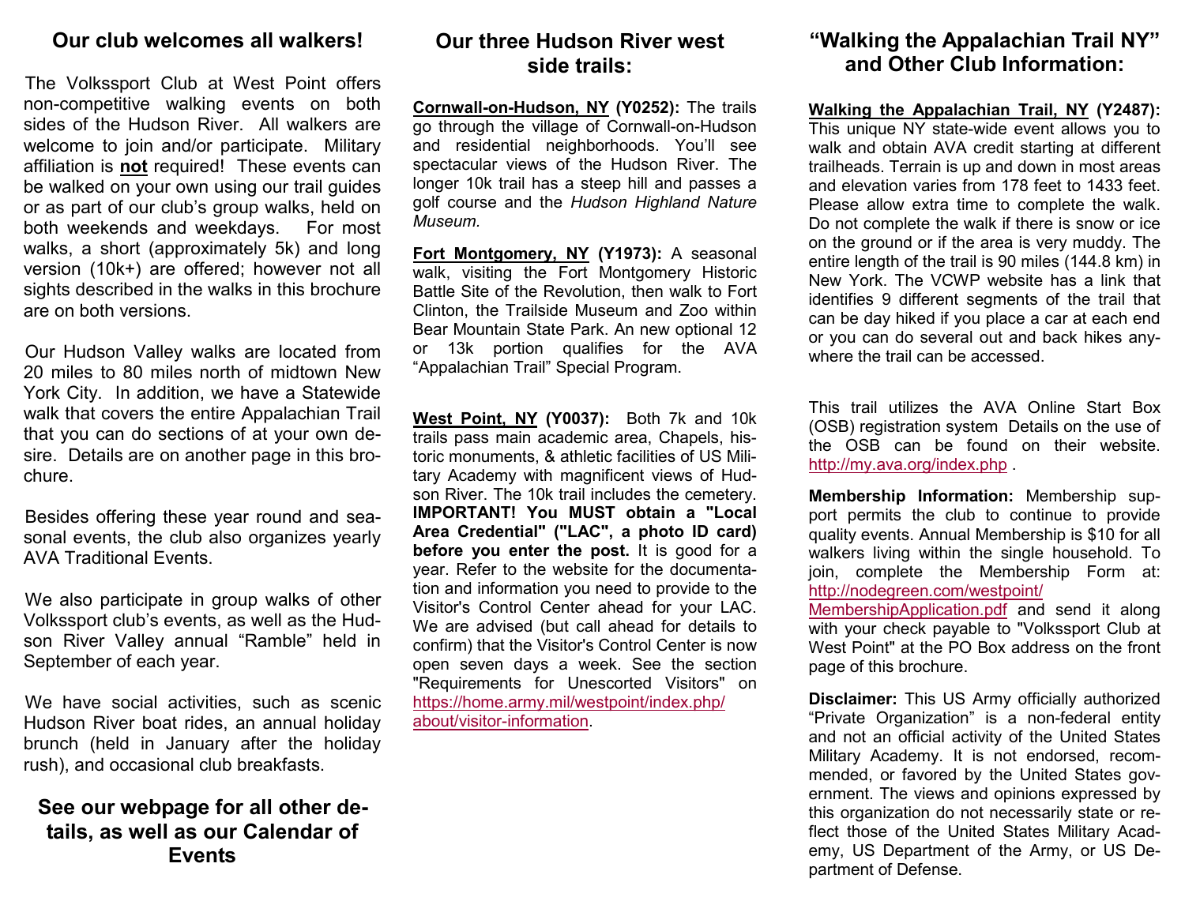## Our club welcomes all walkers!

The Volkssport Club at West Point offers non-competitive walking events on both sides of the Hudson River. All walkers are welcome to join and/or participate. Military affiliation is **not** required! These events can be walked on your own using our trail guides or as part of our club's group walks, held on both weekends and weekdays. For most walks, a short (approximately 5k) and long version (10k+) are offered; however not all sights described in the walks in this brochure are on both versions.

Our Hudson Valley walks are located from 20 miles to 80 miles north of midtown New York City. In addition, we have a Statewide walk that covers the entire Appalachian Trail that you can do sections of at your own desire. Details are on another page in this brochure.

Besides offering these year round and seasonal events, the club also organizes yearly AVA Traditional Events.

We also participate in group walks of other Volkssport club's events, as well as the Hudson River Valley annual "Ramble" held in September of each year.

We have social activities, such as scenic Hudson River boat rides, an annual holiday brunch (held in January after the holiday rush), and occasional club breakfasts.

### See our webpage for all other details, as well as our Calendar of Events

## Our three Hudson River west side trails:

**Cornwall-on-Hudson, NY (Y0252):** The trails go through the village of Cornwall-on-Hudson and residential neighborhoods. You'll see spectacular views of the Hudson River. The longer 10k trail has a steep hill and passes a golf course and the *Hudson Highland Nature Museum.*

**Fort Montgomery, NY (Y1973):** A seasonal walk, visiting the Fort Montgomery Historic Battle Site of the Revolution, then walk to Fort Clinton, the Trailside Museum and Zoo within Bear Mountain State Park. An new optional 12 or 13k portion qualifies for the AVA "Appalachian Trail" Special Program.

**West Point, NY (Y0037):** Both 7k and 10k trails pass main academic area, Chapels, historic monuments, & athletic facilities of US Military Academy with magnificent views of Hudson River. The 10k trail includes the cemetery. **IMPORTANT! You MUST obtain a "Local Area Credential" ("LAC", a photo ID card) before you enter the post.** It is good for a year. Refer to the website for the documentation and information you need to provide to the Visitor's Control Center ahead for your LAC. We are advised (but call ahead for details to confirm) that the Visitor's Control Center is now open seven days a week. See the section "Requirements for Unescorted Visitors" on https://home.army.mil/westpoint/index.php/about/visitor-information.

## "Walking the Appalachian Trail NY" and Other Club Information:

**Walking the Appalachian Trail, NY (Y2487):** This unique NY state-wide event allows you to walk and obtain AVA credit starting at different trailheads. Terrain is up and down in most areas and elevation varies from 178 feet to 1433 feet. Please allow extra time to complete the walk. Do not complete the walk if there is snow or ice on the ground or if the area is very muddy. The entire length of the trail is 90 miles (144.8 km) in New York. The VCWP website has a link that identifies 9 different segments of the trail that can be day hiked if you place a car at each end or you can do several out and back hikes anywhere the trail can be accessed.

This trail utilizes the AVA Online Start Box (OSB) registration system Details on the use of the OSB can be found on their website. http://my.ava.org/index.php .

**Membership Information:** Membership support permits the club to continue to provide quality events. Annual Membership is $10 for all walkers living within the single household. To join, complete the Membership Form at: http://nodegreen.com/westpoint/MembershipApplication.pdf and send it along with your check payable to "Volkssport Club at West Point" at the PO Box address on the front page of this brochure.

**Disclaimer:** This US Army officially authorized "Private Organization" is a non-federal entity and not an official activity of the United States Military Academy. It is not endorsed, recommended, or favored by the United States government. The views and opinions expressed by this organization do not necessarily state or reflect those of the United States Military Academy, US Department of the Army, or US Department of Defense.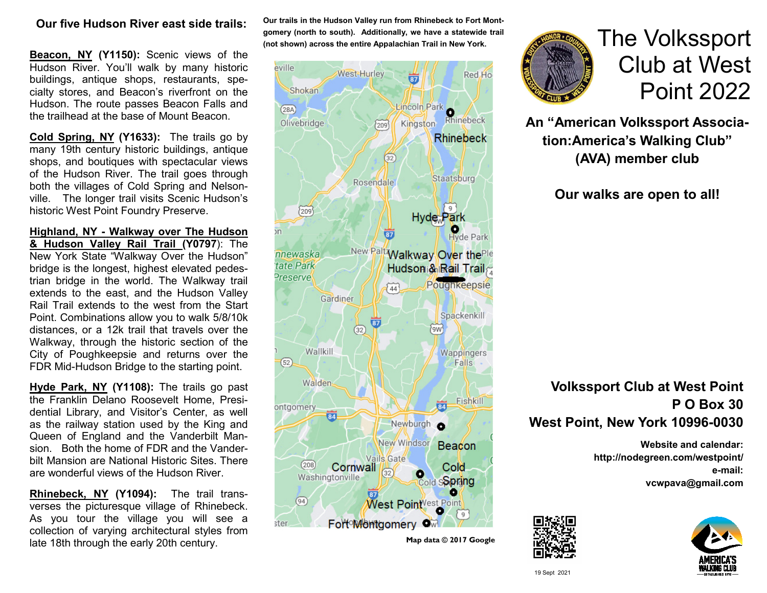## Our five Hudson River east side trails:

**<u>Beacon, NY</u> (Y1150):** Scenic views of the Hudson River. You'll walk by many historic buildings, antique shops, restaurants, specialty stores, and Beacon's riverfront on the Hudson. The route passes Beacon Falls and the trailhead at the base of Mount Beacon.

**<u>Cold Spring, NY</u> (Y1633):** The trails go by many 19th century historic buildings, antique shops, and boutiques with spectacular views of the Hudson River. The trail goes through both the villages of Cold Spring and Nelsonville. The longer trail visits Scenic Hudson's historic West Point Foundry Preserve.

**<u>Highland, NY - Walkway over The Hudson & Hudson Valley Rail Trail</u> (Y0797)**: The New York State "Walkway Over the Hudson" bridge is the longest, highest elevated pedestrian bridge in the world. The Walkway trail extends to the east, and the Hudson Valley Rail Trail extends to the west from the Start Point. Combinations allow you to walk 5/8/10k distances, or a 12k trail that travels over the Walkway, through the historic section of the City of Poughkeepsie and returns over the FDR Mid-Hudson Bridge to the starting point.

**<u>Hyde Park, NY</u> (Y1108):** The trails go past the Franklin Delano Roosevelt Home, Presidential Library, and Visitor's Center, as well as the railway station used by the King and Queen of England and the Vanderbilt Mansion. Both the home of FDR and the Vanderbilt Mansion are National Historic Sites. There are wonderful views of the Hudson River.

**<u>Rhinebeck, NY</u> (Y1094):** The trail transverses the picturesque village of Rhinebeck. As you tour the village you will see a collection of varying architectural styles from late 18th through the early 20th century.

**Our trails in the Hudson Valley run from Rhinebeck to Fort Montgomery (north to south). Additionally, we have a statewide trail (not shown) across the entire Appalachian Trail in New York.**

Rhinebeck
Hyde Park
Walkway Over the Hudson & Rail Trail
Beacon
Cold Spring
West Point
Fort Montgomery

**Map data © 2017 Google**

# The Volkssport Club at West Point 2022

## An "American Volkssport Association:America's Walking Club" (AVA) member club

## Our walks are open to all!

**Volkssport Club at West Point**
**P O Box 30**
**West Point, New York 10996-0030**

**Website and calendar:**
**http://nodegreen.com/westpoint/**
**e-mail:**
**vcwpava@gmail.com**

19 Sept 2021